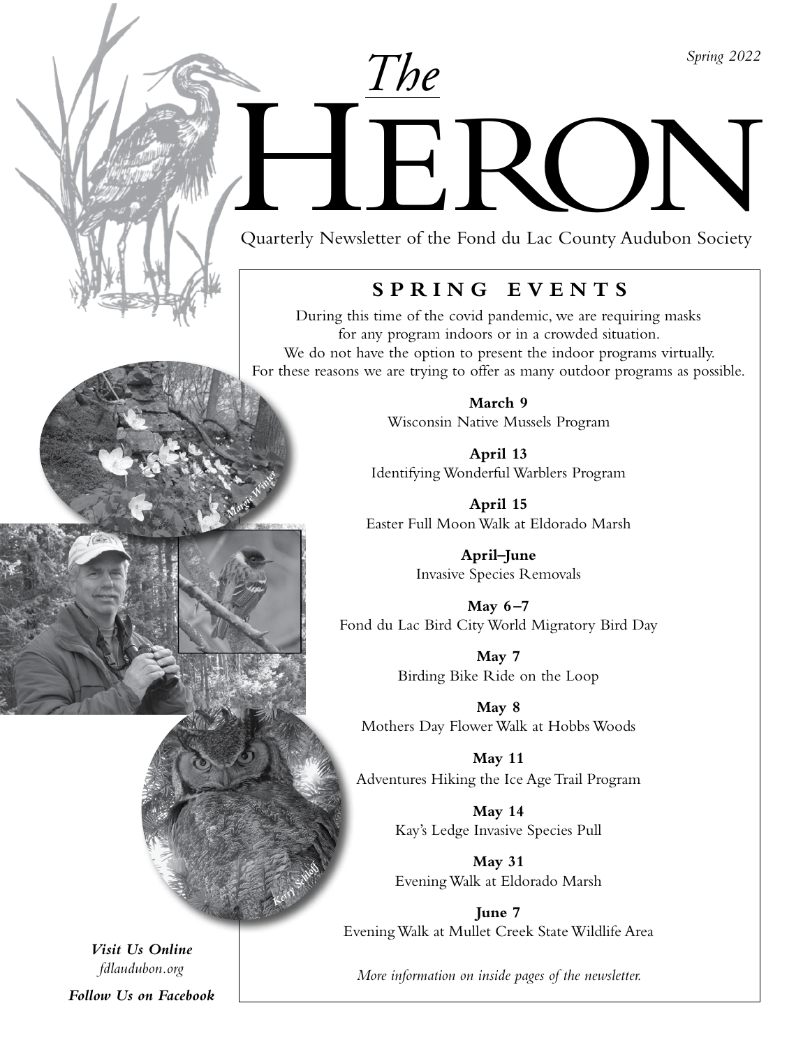Spring 2022

# The HERON

Quarterly Newsletter of the Fond du Lac County Audubon Society

## SPRING EVENTS

During this time of the covid pandemic, we are requiring masks for any program indoors or in a crowded situation. We do not have the option to present the indoor programs virtually. For these reasons we are trying to offer as many outdoor programs as possible.

**March 9**
Wisconsin Native Mussels Program

**April 13**
Identifying Wonderful Warblers Program

**April 15**
Easter Full Moon Walk at Eldorado Marsh

**April–June**
Invasive Species Removals

**May 6–7**
Fond du Lac Bird City World Migratory Bird Day

**May 7**
Birding Bike Ride on the Loop

**May 8**
Mothers Day Flower Walk at Hobbs Woods

**May 11**
Adventures Hiking the Ice Age Trail Program

**May 14**
Kay's Ledge Invasive Species Pull

**May 31**
Evening Walk at Eldorado Marsh

**June 7**
Evening Walk at Mullet Creek State Wildlife Area

*More information on inside pages of the newsletter.*

Margie Winter

Kerry Schloff

***Visit Us Online***
*fdlaudubon.org*

***Follow Us on Facebook***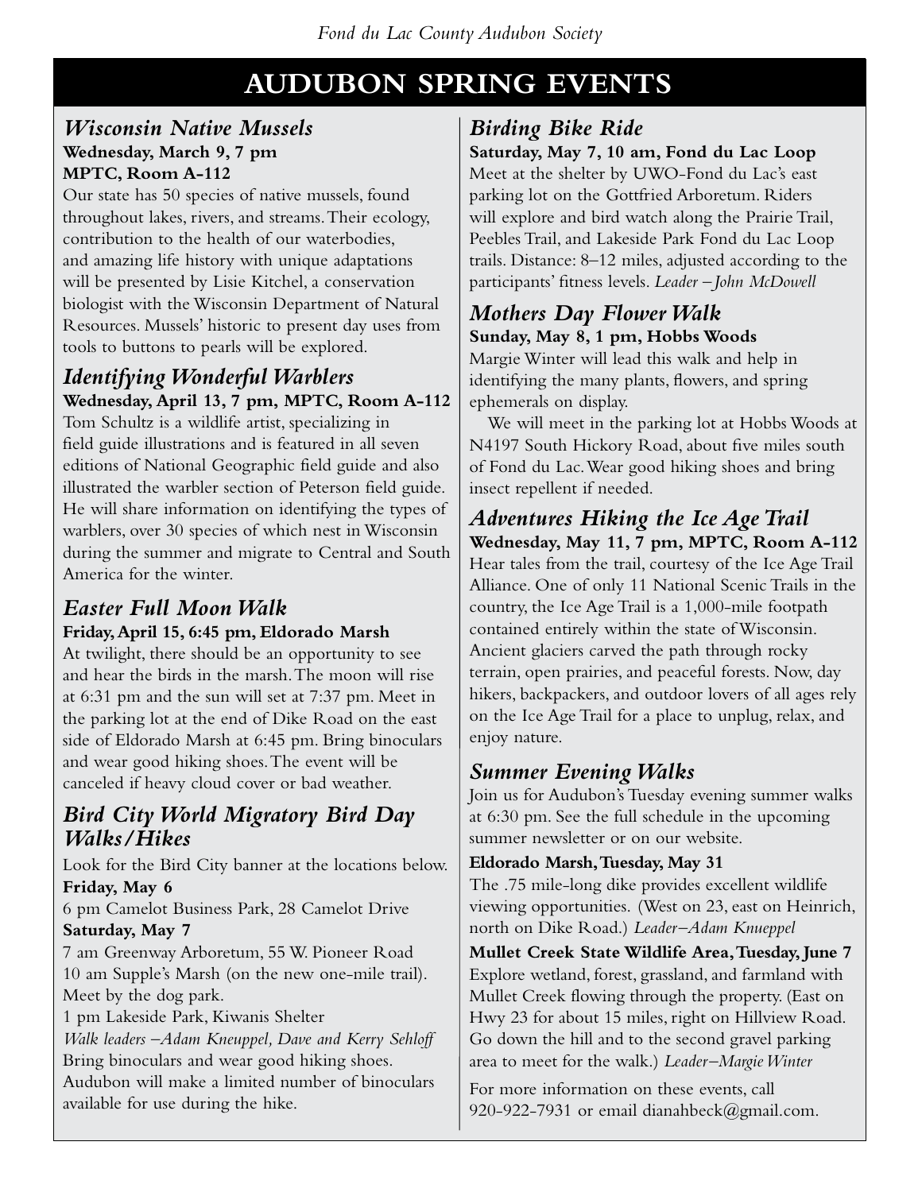# AUDUBON SPRING EVENTS

## *Wisconsin Native Mussels*

**Wednesday, March 9, 7 pm**
**MPTC, Room A-112**

Our state has 50 species of native mussels, found throughout lakes, rivers, and streams. Their ecology, contribution to the health of our waterbodies, and amazing life history with unique adaptations will be presented by Lisie Kitchel, a conservation biologist with the Wisconsin Department of Natural Resources. Mussels' historic to present day uses from tools to buttons to pearls will be explored.

## *Identifying Wonderful Warblers*

**Wednesday, April 13, 7 pm, MPTC, Room A-112**

Tom Schultz is a wildlife artist, specializing in field guide illustrations and is featured in all seven editions of National Geographic field guide and also illustrated the warbler section of Peterson field guide. He will share information on identifying the types of warblers, over 30 species of which nest in Wisconsin during the summer and migrate to Central and South America for the winter.

## *Easter Full Moon Walk*

**Friday, April 15, 6:45 pm, Eldorado Marsh**

At twilight, there should be an opportunity to see and hear the birds in the marsh. The moon will rise at 6:31 pm and the sun will set at 7:37 pm. Meet in the parking lot at the end of Dike Road on the east side of Eldorado Marsh at 6:45 pm. Bring binoculars and wear good hiking shoes. The event will be canceled if heavy cloud cover or bad weather.

## *Bird City World Migratory Bird Day Walks/Hikes*

Look for the Bird City banner at the locations below.

**Friday, May 6**

6 pm Camelot Business Park, 28 Camelot Drive

**Saturday, May 7**

7 am Greenway Arboretum, 55 W. Pioneer Road

10 am Supple's Marsh (on the new one-mile trail). Meet by the dog park.

1 pm Lakeside Park, Kiwanis Shelter

*Walk leaders – Adam Kneuppel, Dave and Kerry Sehloff*

Bring binoculars and wear good hiking shoes. Audubon will make a limited number of binoculars available for use during the hike.

## *Birding Bike Ride*

**Saturday, May 7, 10 am, Fond du Lac Loop**

Meet at the shelter by UWO-Fond du Lac's east parking lot on the Gottfried Arboretum. Riders will explore and bird watch along the Prairie Trail, Peebles Trail, and Lakeside Park Fond du Lac Loop trails. Distance: 8–12 miles, adjusted according to the participants' fitness levels. *Leader – John McDowell*

## *Mothers Day Flower Walk*

**Sunday, May 8, 1 pm, Hobbs Woods**

Margie Winter will lead this walk and help in identifying the many plants, flowers, and spring ephemerals on display.

We will meet in the parking lot at Hobbs Woods at N4197 South Hickory Road, about five miles south of Fond du Lac. Wear good hiking shoes and bring insect repellent if needed.

## *Adventures Hiking the Ice Age Trail*

**Wednesday, May 11, 7 pm, MPTC, Room A-112**

Hear tales from the trail, courtesy of the Ice Age Trail Alliance. One of only 11 National Scenic Trails in the country, the Ice Age Trail is a 1,000-mile footpath contained entirely within the state of Wisconsin. Ancient glaciers carved the path through rocky terrain, open prairies, and peaceful forests. Now, day hikers, backpackers, and outdoor lovers of all ages rely on the Ice Age Trail for a place to unplug, relax, and enjoy nature.

## *Summer Evening Walks*

Join us for Audubon's Tuesday evening summer walks at 6:30 pm. See the full schedule in the upcoming summer newsletter or on our website.

**Eldorado Marsh, Tuesday, May 31**

The .75 mile-long dike provides excellent wildlife viewing opportunities. (West on 23, east on Heinrich, north on Dike Road.) *Leader–Adam Knueppel*

**Mullet Creek State Wildlife Area, Tuesday, June 7**

Explore wetland, forest, grassland, and farmland with Mullet Creek flowing through the property. (East on Hwy 23 for about 15 miles, right on Hillview Road. Go down the hill and to the second gravel parking area to meet for the walk.) *Leader–Margie Winter*

For more information on these events, call 920-922-7931 or email dianahbeck@gmail.com.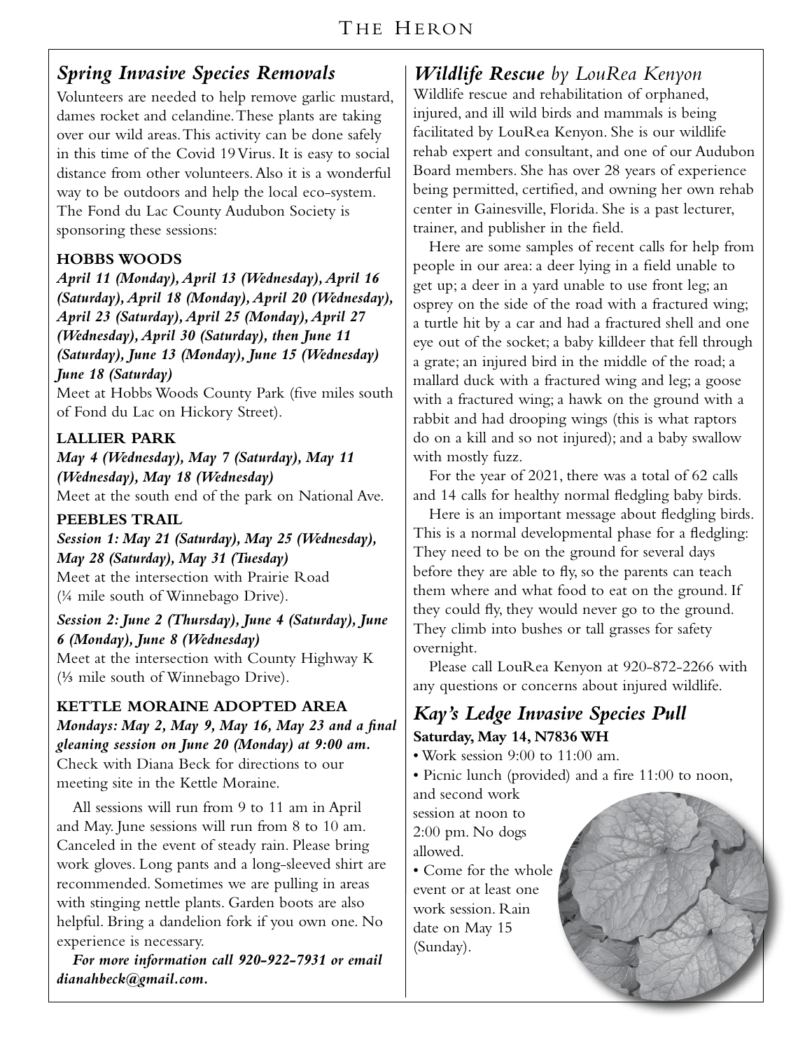## *Spring Invasive Species Removals*

Volunteers are needed to help remove garlic mustard, dames rocket and celandine. These plants are taking over our wild areas. This activity can be done safely in this time of the Covid 19 Virus. It is easy to social distance from other volunteers. Also it is a wonderful way to be outdoors and help the local eco-system. The Fond du Lac County Audubon Society is sponsoring these sessions:

**HOBBS WOODS**

***April 11 (Monday), April 13 (Wednesday), April 16 (Saturday), April 18 (Monday), April 20 (Wednesday), April 23 (Saturday), April 25 (Monday), April 27 (Wednesday), April 30 (Saturday), then June 11 (Saturday), June 13 (Monday), June 15 (Wednesday) June 18 (Saturday)***

Meet at Hobbs Woods County Park (five miles south of Fond du Lac on Hickory Street).

**LALLIER PARK**

***May 4 (Wednesday), May 7 (Saturday), May 11 (Wednesday), May 18 (Wednesday)***

Meet at the south end of the park on National Ave.

**PEEBLES TRAIL**

***Session 1: May 21 (Saturday), May 25 (Wednesday), May 28 (Saturday), May 31 (Tuesday)***

Meet at the intersection with Prairie Road (¼ mile south of Winnebago Drive).

***Session 2: June 2 (Thursday), June 4 (Saturday), June 6 (Monday), June 8 (Wednesday)***

Meet at the intersection with County Highway K (⅓ mile south of Winnebago Drive).

**KETTLE MORAINE ADOPTED AREA**

***Mondays: May 2, May 9, May 16, May 23 and a final gleaning session on June 20 (Monday) at 9:00 am.***

Check with Diana Beck for directions to our meeting site in the Kettle Moraine.

All sessions will run from 9 to 11 am in April and May. June sessions will run from 8 to 10 am. Canceled in the event of steady rain. Please bring work gloves. Long pants and a long-sleeved shirt are recommended. Sometimes we are pulling in areas with stinging nettle plants. Garden boots are also helpful. Bring a dandelion fork if you own one. No experience is necessary.

***For more information call 920-922-7931 or email dianahbeck@gmail.com.***

## *Wildlife Rescue by LouRea Kenyon*

Wildlife rescue and rehabilitation of orphaned, injured, and ill wild birds and mammals is being facilitated by LouRea Kenyon. She is our wildlife rehab expert and consultant, and one of our Audubon Board members. She has over 28 years of experience being permitted, certified, and owning her own rehab center in Gainesville, Florida. She is a past lecturer, trainer, and publisher in the field.

Here are some samples of recent calls for help from people in our area: a deer lying in a field unable to get up; a deer in a yard unable to use front leg; an osprey on the side of the road with a fractured wing; a turtle hit by a car and had a fractured shell and one eye out of the socket; a baby killdeer that fell through a grate; an injured bird in the middle of the road; a mallard duck with a fractured wing and leg; a goose with a fractured wing; a hawk on the ground with a rabbit and had drooping wings (this is what raptors do on a kill and so not injured); and a baby swallow with mostly fuzz.

For the year of 2021, there was a total of 62 calls and 14 calls for healthy normal fledgling baby birds.

Here is an important message about fledgling birds. This is a normal developmental phase for a fledgling: They need to be on the ground for several days before they are able to fly, so the parents can teach them where and what food to eat on the ground. If they could fly, they would never go to the ground. They climb into bushes or tall grasses for safety overnight.

Please call LouRea Kenyon at 920-872-2266 with any questions or concerns about injured wildlife.

## *Kay's Ledge Invasive Species Pull*

**Saturday, May 14, N7836 WH**

- Work session 9:00 to 11:00 am.
- Picnic lunch (provided) and a fire 11:00 to noon, and second work session at noon to 2:00 pm. No dogs allowed.
- Come for the whole event or at least one work session. Rain date on May 15 (Sunday).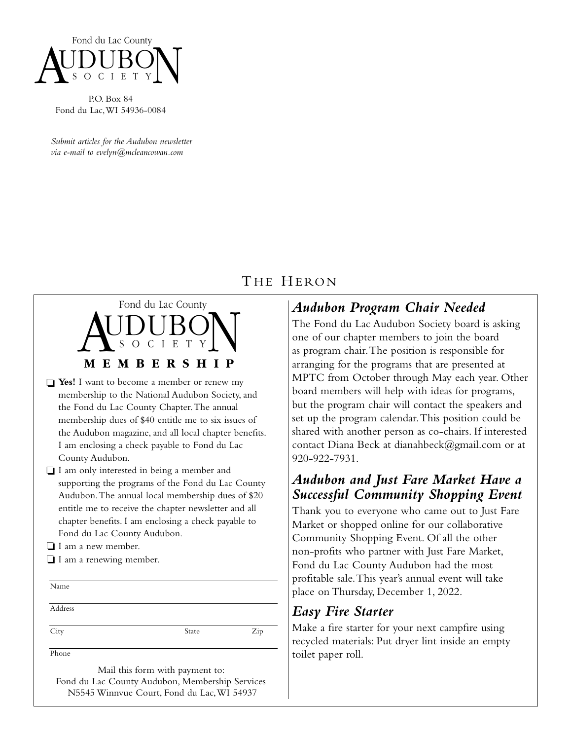Fond du Lac County

# AUDUBON SOCIETY

P.O. Box 84
Fond du Lac, WI 54936-0084

*Submit articles for the Audubon newsletter via e-mail to evelyn@mcleancowan.com*

THE HERON

Fond du Lac County

## AUDUBON SOCIETY MEMBERSHIP

- ❑ **Yes!** I want to become a member or renew my membership to the National Audubon Society, and the Fond du Lac County Chapter. The annual membership dues of $40 entitle me to six issues of the Audubon magazine, and all local chapter benefits. I am enclosing a check payable to Fond du Lac County Audubon.
- ❑ I am only interested in being a member and supporting the programs of the Fond du Lac County Audubon. The annual local membership dues of $20 entitle me to receive the chapter newsletter and all chapter benefits. I am enclosing a check payable to Fond du Lac County Audubon.
- ❑ I am a new member.
- ❑ I am a renewing member.

Name

Address

City　　　　State　　　　Zip

Phone

Mail this form with payment to:
Fond du Lac County Audubon, Membership Services
N5545 Winnvue Court, Fond du Lac, WI 54937

## *Audubon Program Chair Needed*

The Fond du Lac Audubon Society board is asking one of our chapter members to join the board as program chair. The position is responsible for arranging for the programs that are presented at MPTC from October through May each year. Other board members will help with ideas for programs, but the program chair will contact the speakers and set up the program calendar. This position could be shared with another person as co-chairs. If interested contact Diana Beck at dianahbeck@gmail.com or at 920-922-7931.

## *Audubon and Just Fare Market Have a Successful Community Shopping Event*

Thank you to everyone who came out to Just Fare Market or shopped online for our collaborative Community Shopping Event. Of all the other non-profits who partner with Just Fare Market, Fond du Lac County Audubon had the most profitable sale. This year's annual event will take place on Thursday, December 1, 2022.

## *Easy Fire Starter*

Make a fire starter for your next campfire using recycled materials: Put dryer lint inside an empty toilet paper roll.